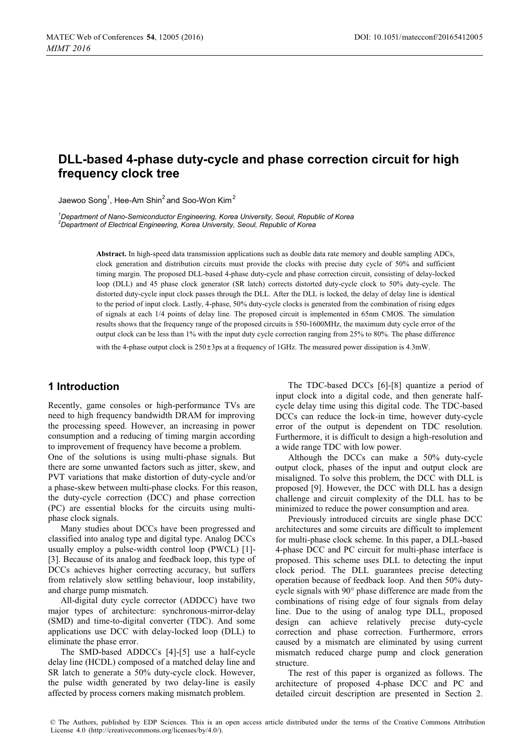// DLL-based 4-phase duty-cycle and phase correction circuit for high frequency clock tree

Jaewoo Song[1], Hee-Am Shin[2] and Soo-Won Kim[2]

[1]*Department of Nano-Semiconductor Engineering, Korea University, Seoul, Republic of Korea*
[2]*Department of Electrical Engineering, Korea University, Seoul, Republic of Korea*

**Abstract.** In high-speed data transmission applications such as double data rate memory and double sampling ADCs, clock generation and distribution circuits must provide the clocks with precise duty cycle of 50% and sufficient timing margin. The proposed DLL-based 4-phase duty-cycle and phase correction circuit, consisting of delay-locked loop (DLL) and 45 phase clock generator (SR latch) corrects distorted duty-cycle clock to 50% duty-cycle. The distorted duty-cycle input clock passes through the DLL. After the DLL is locked, the delay of delay line is identical to the period of input clock. Lastly, 4-phase, 50% duty-cycle clocks is generated from the combination of rising edges of signals at each 1/4 points of delay line. The proposed circuit is implemented in 65nm CMOS. The simulation results shows that the frequency range of the proposed circuits is 550-1600MHz, the maximum duty cycle error of the output clock can be less than 1% with the input duty cycle correction ranging from 25% to 80%. The phase difference with the 4-phase output clock is 250±3ps at a frequency of 1GHz. The measured power dissipation is 4.3mW.

## 1 Introduction

Recently, game consoles or high-performance TVs are need to high frequency bandwidth DRAM for improving the processing speed. However, an increasing in power consumption and a reducing of timing margin according to improvement of frequency have become a problem.

One of the solutions is using multi-phase signals. But there are some unwanted factors such as jitter, skew, and PVT variations that make distortion of duty-cycle and/or a phase-skew between multi-phase clocks. For this reason, the duty-cycle correction (DCC) and phase correction (PC) are essential blocks for the circuits using multi-phase clock signals.

Many studies about DCCs have been progressed and classified into analog type and digital type. Analog DCCs usually employ a pulse-width control loop (PWCL) [1]-[3]. Because of its analog and feedback loop, this type of DCCs achieves higher correcting accuracy, but suffers from relatively slow settling behaviour, loop instability, and charge pump mismatch.

All-digital duty cycle corrector (ADDCC) have two major types of architecture: synchronous-mirror-delay (SMD) and time-to-digital converter (TDC). And some applications use DCC with delay-locked loop (DLL) to eliminate the phase error.

The SMD-based ADDCCs [4]-[5] use a half-cycle delay line (HCDL) composed of a matched delay line and SR latch to generate a 50% duty-cycle clock. However, the pulse width generated by two delay-line is easily affected by process corners making mismatch problem.

The TDC-based DCCs [6]-[8] quantize a period of input clock into a digital code, and then generate half-cycle delay time using this digital code. The TDC-based DCCs can reduce the lock-in time, however duty-cycle error of the output is dependent on TDC resolution. Furthermore, it is difficult to design a high-resolution and a wide range TDC with low power.

Although the DCCs can make a 50% duty-cycle output clock, phases of the input and output clock are misaligned. To solve this problem, the DCC with DLL is proposed [9]. However, the DCC with DLL has a design challenge and circuit complexity of the DLL has to be minimized to reduce the power consumption and area.

Previously introduced circuits are single phase DCC architectures and some circuits are difficult to implement for multi-phase clock scheme. In this paper, a DLL-based 4-phase DCC and PC circuit for multi-phase interface is proposed. This scheme uses DLL to detecting the input clock period. The DLL guarantees precise detecting operation because of feedback loop. And then 50% duty-cycle signals with 90° phase difference are made from the combinations of rising edge of four signals from delay line. Due to the using of analog type DLL, proposed design can achieve relatively precise duty-cycle correction and phase correction. Furthermore, errors caused by a mismatch are eliminated by using current mismatch reduced charge pump and clock generation structure.

The rest of this paper is organized as follows. The architecture of proposed 4-phase DCC and PC and detailed circuit description are presented in Section 2.

© The Authors, published by EDP Sciences. This is an open access article distributed under the terms of the Creative Commons Attribution License 4.0 (http://creativecommons.org/licenses/by/4.0/).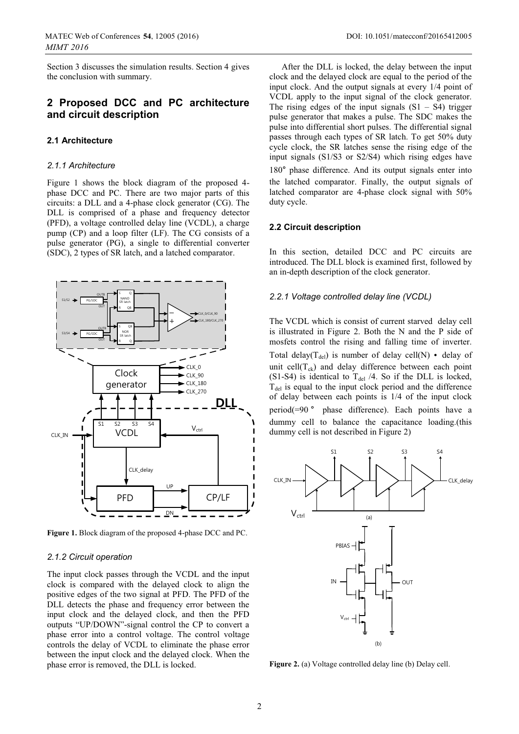Section 3 discusses the simulation results. Section 4 gives the conclusion with summary.

## 2 Proposed DCC and PC architecture and circuit description

### 2.1 Architecture

#### *2.1.1 Architecture*

Figure 1 shows the block diagram of the proposed 4-phase DCC and PC. There are two major parts of this circuits: a DLL and a 4-phase clock generator (CG). The DLL is comprised of a phase and frequency detector (PFD), a voltage controlled delay line (VCDL), a charge pump (CP) and a loop filter (LF). The CG consists of a pulse generator (PG), a single to differential converter (SDC), 2 types of SR latch, and a latched comparator.

**Figure 1.** Block diagram of the proposed 4-phase DCC and PC.

#### *2.1.2 Circuit operation*

The input clock passes through the VCDL and the input clock is compared with the delayed clock to align the positive edges of the two signal at PFD. The PFD of the DLL detects the phase and frequency error between the input clock and the delayed clock, and then the PFD outputs "UP/DOWN"-signal control the CP to convert a phase error into a control voltage. The control voltage controls the delay of VCDL to eliminate the phase error between the input clock and the delayed clock. When the phase error is removed, the DLL is locked.

After the DLL is locked, the delay between the input clock and the delayed clock are equal to the period of the input clock. And the output signals at every 1/4 point of VCDL apply to the input signal of the clock generator. The rising edges of the input signals (S1 – S4) trigger pulse generator that makes a pulse. The SDC makes the pulse into differential short pulses. The differential signal passes through each types of SR latch. To get 50% duty cycle clock, the SR latches sense the rising edge of the input signals (S1/S3 or S2/S4) which rising edges have 180° phase difference. And its output signals enter into the latched comparator. Finally, the output signals of latched comparator are 4-phase clock signal with 50% duty cycle.

### 2.2 Circuit description

In this section, detailed DCC and PC circuits are introduced. The DLL block is examined first, followed by an in-depth description of the clock generator.

#### *2.2.1 Voltage controlled delay line (VCDL)*

The VCDL which is consist of current starved delay cell is illustrated in Figure 2. Both the N and the P side of mosfets control the rising and falling time of inverter. Total delay($T_{del}$) is number of delay cell(N) • delay of unit cell($T_{ck}$) and delay difference between each point (S1-S4) is identical to $T_{del}$ /4. So if the DLL is locked, $T_{del}$ is equal to the input clock period and the difference of delay between each points is 1/4 of the input clock period(=90 ° phase difference). Each points have a dummy cell to balance the capacitance loading.(this dummy cell is not described in Figure 2)

**Figure 2.** (a) Voltage controlled delay line (b) Delay cell.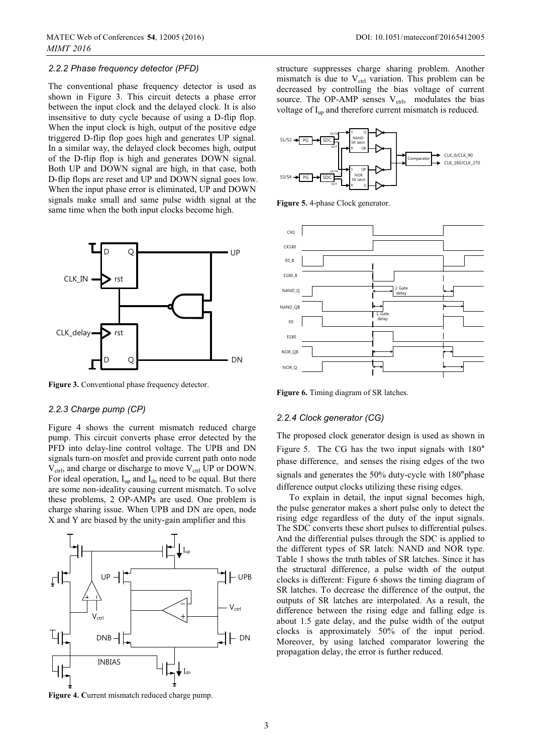### 2.2.2 Phase frequency detector (PFD)

The conventional phase frequency detector is used as shown in Figure 3. This circuit detects a phase error between the input clock and the delayed clock. It is also insensitive to duty cycle because of using a D-flip flop. When the input clock is high, output of the positive edge triggered D-flip flop goes high and generates UP signal. In a similar way, the delayed clock becomes high, output of the D-flip flop is high and generates DOWN signal. Both UP and DOWN signal are high, in that case, both D-flip flops are reset and UP and DOWN signal goes low. When the input phase error is eliminated, UP and DOWN signals make small and same pulse width signal at the same time when the both input clocks become high.

**Figure 3.** Conventional phase frequency detector.

### 2.2.3 Charge pump (CP)

Figure 4 shows the current mismatch reduced charge pump. This circuit converts phase error detected by the PFD into delay-line control voltage. The UPB and DN signals turn-on mosfet and provide current path onto node $V_{ctrl}$, and charge or discharge to move $V_{ctrl}$ UP or DOWN. For ideal operation, $I_{up}$ and $I_{dn}$ need to be equal. But there are some non-ideality causing current mismatch. To solve these problems, 2 OP-AMPs are used. One problem is charge sharing issue. When UPB and DN are open, node X and Y are biased by the unity-gain amplifier and this structure suppresses charge sharing problem. Another mismatch is due to $V_{ctrl}$ variation. This problem can be decreased by controlling the bias voltage of current source. The OP-AMP senses $V_{ctrl}$, modulates the bias voltage of $I_{up}$ and therefore current mismatch is reduced.

**Figure 4. C**urrent mismatch reduced charge pump.

**Figure 5.** 4-phase Clock generator.

**Figure 6.** Timing diagram of SR latches.

### 2.2.4 Clock generator (CG)

The proposed clock generator design is used as shown in Figure 5. The CG has the two input signals with 180° phase difference, and senses the rising edges of the two signals and generates the 50% duty-cycle with 180°phase difference output clocks utilizing these rising edges.

To explain in detail, the input signal becomes high, the pulse generator makes a short pulse only to detect the rising edge regardless of the duty of the input signals. The SDC converts these short pulses to differential pulses. And the differential pulses through the SDC is applied to the different types of SR latch: NAND and NOR type. Table 1 shows the truth tables of SR latches. Since it has the structural difference, a pulse width of the output clocks is different: Figure 6 shows the timing diagram of SR latches. To decrease the difference of the output, the outputs of SR latches are interpolated. As a result, the difference between the rising edge and falling edge is about 1.5 gate delay, and the pulse width of the output clocks is approximately 50% of the input period. Moreover, by using latched comparator lowering the propagation delay, the error is further reduced.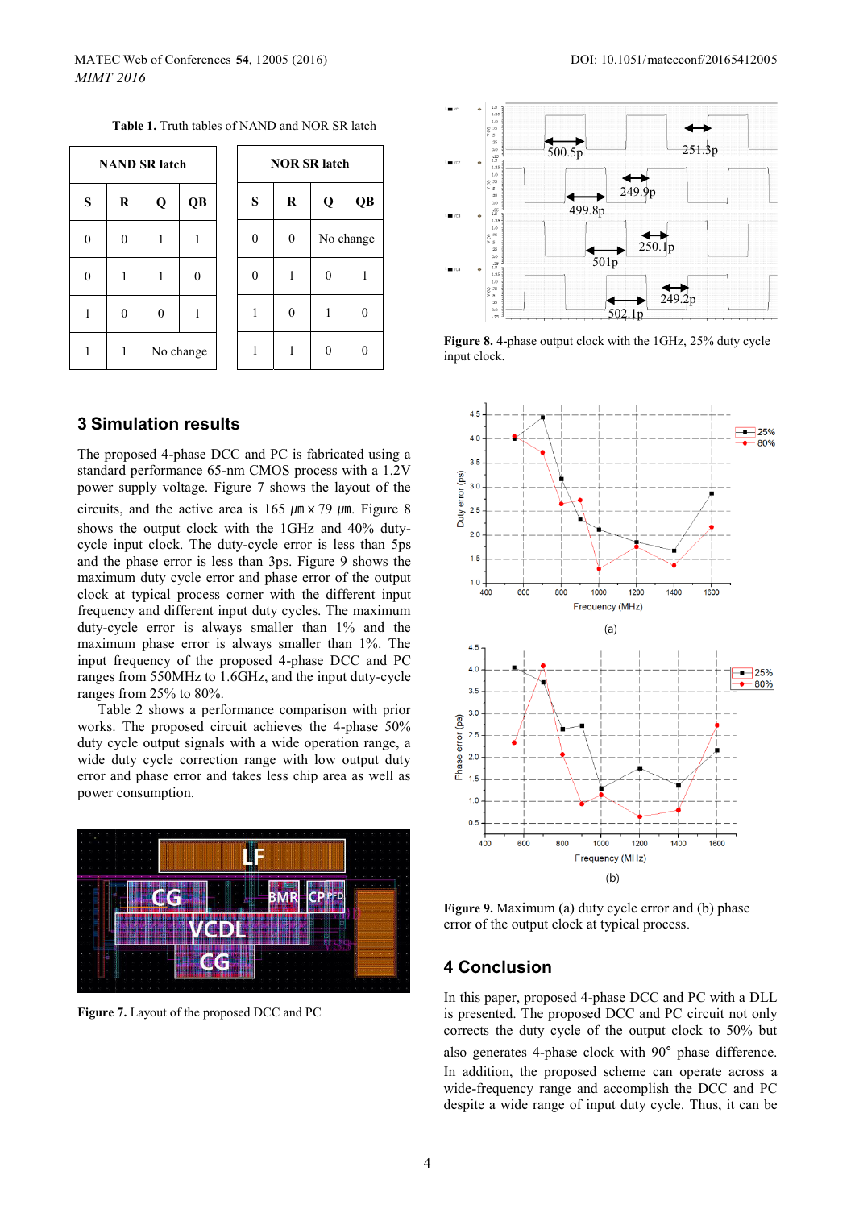Table 1. Truth tables of NAND and NOR SR latch

| NAND SR latch | | | | NOR SR latch | | | |
|---|---|---|---|---|---|---|---|
| S | R | Q | QB | S | R | Q | QB |
| 0 | 0 | 1 | 1 | 0 | 0 | No change | |
| 0 | 1 | 1 | 0 | 0 | 1 | 0 | 1 |
| 1 | 0 | 0 | 1 | 1 | 0 | 1 | 0 |
| 1 | 1 | No change | | 1 | 1 | 0 | 0 |

## 3 Simulation results

The proposed 4-phase DCC and PC is fabricated using a standard performance 65-nm CMOS process with a 1.2V power supply voltage. Figure 7 shows the layout of the circuits, and the active area is 165 $\mu m$ x 79 $\mu m$. Figure 8 shows the output clock with the 1GHz and 40% duty-cycle input clock. The duty-cycle error is less than 5ps and the phase error is less than 3ps. Figure 9 shows the maximum duty cycle error and phase error of the output clock at typical process corner with the different input frequency and different input duty cycles. The maximum duty-cycle error is always smaller than 1% and the maximum phase error is always smaller than 1%. The input frequency of the proposed 4-phase DCC and PC ranges from 550MHz to 1.6GHz, and the input duty-cycle ranges from 25% to 80%.

Table 2 shows a performance comparison with prior works. The proposed circuit achieves the 4-phase 50% duty cycle output signals with a wide operation range, a wide duty cycle correction range with low output duty error and phase error and takes less chip area as well as power consumption.

**Figure 7.** Layout of the proposed DCC and PC

**Figure 8.** 4-phase output clock with the 1GHz, 25% duty cycle input clock.

**Figure 9.** Maximum (a) duty cycle error and (b) phase error of the output clock at typical process.

## 4 Conclusion

In this paper, proposed 4-phase DCC and PC with a DLL is presented. The proposed DCC and PC circuit not only corrects the duty cycle of the output clock to 50% but also generates 4-phase clock with 90° phase difference. In addition, the proposed scheme can operate across a wide-frequency range and accomplish the DCC and PC despite a wide range of input duty cycle. Thus, it can be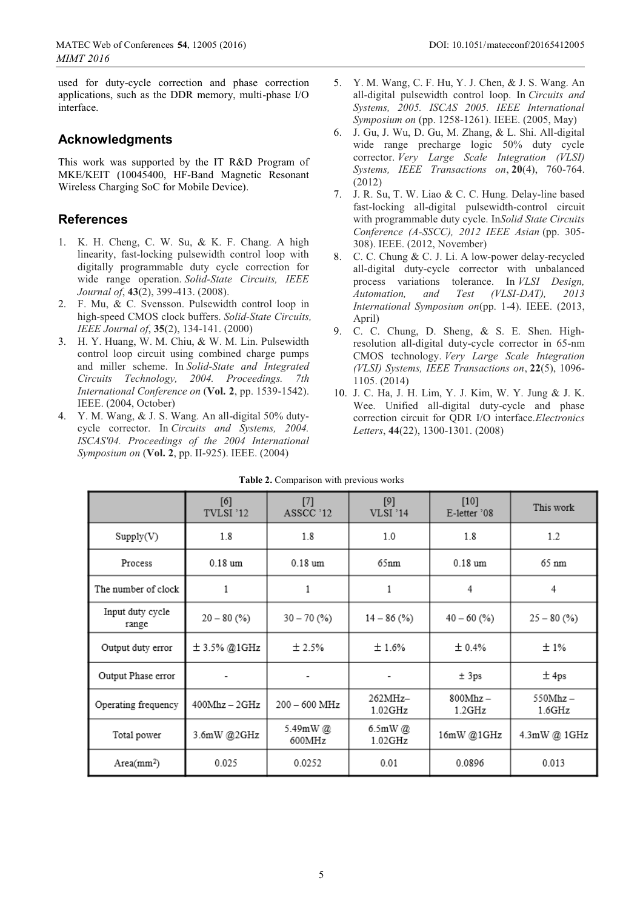used for duty-cycle correction and phase correction applications, such as the DDR memory, multi-phase I/O interface.

## Acknowledgments

This work was supported by the IT R&D Program of MKE/KEIT (10045400, HF-Band Magnetic Resonant Wireless Charging SoC for Mobile Device).

## References

1. K. H. Cheng, C. W. Su, & K. F. Chang. A high linearity, fast-locking pulsewidth control loop with digitally programmable duty cycle correction for wide range operation. *Solid-State Circuits, IEEE Journal of*, **43**(2), 399-413. (2008).
2. F. Mu, & C. Svensson. Pulsewidth control loop in high-speed CMOS clock buffers. *Solid-State Circuits, IEEE Journal of*, **35**(2), 134-141. (2000)
3. H. Y. Huang, W. M. Chiu, & W. M. Lin. Pulsewidth control loop circuit using combined charge pumps and miller scheme. In *Solid-State and Integrated Circuits Technology, 2004. Proceedings. 7th International Conference on* (**Vol. 2**, pp. 1539-1542). IEEE. (2004, October)
4. Y. M. Wang, & J. S. Wang. An all-digital 50% duty-cycle corrector. In *Circuits and Systems, 2004. ISCAS'04. Proceedings of the 2004 International Symposium on* (**Vol. 2**, pp. II-925). IEEE. (2004)
5. Y. M. Wang, C. F. Hu, Y. J. Chen, & J. S. Wang. An all-digital pulsewidth control loop. In *Circuits and Systems, 2005. ISCAS 2005. IEEE International Symposium on* (pp. 1258-1261). IEEE. (2005, May)
6. J. Gu, J. Wu, D. Gu, M. Zhang, & L. Shi. All-digital wide range precharge logic 50% duty cycle corrector. *Very Large Scale Integration (VLSI) Systems, IEEE Transactions on*, **20**(4), 760-764. (2012)
7. J. R. Su, T. W. Liao & C. C. Hung. Delay-line based fast-locking all-digital pulsewidth-control circuit with programmable duty cycle. In*Solid State Circuits Conference (A-SSCC), 2012 IEEE Asian* (pp. 305-308). IEEE. (2012, November)
8. C. C. Chung & C. J. Li. A low-power delay-recycled all-digital duty-cycle corrector with unbalanced process variations tolerance. In *VLSI Design, Automation, and Test (VLSI-DAT), 2013 International Symposium on*(pp. 1-4). IEEE. (2013, April)
9. C. C. Chung, D. Sheng, & S. E. Shen. High-resolution all-digital duty-cycle corrector in 65-nm CMOS technology. *Very Large Scale Integration (VLSI) Systems, IEEE Transactions on*, **22**(5), 1096-1105. (2014)
10. J. C. Ha, J. H. Lim, Y. J. Kim, W. Y. Jung & J. K. Wee. Unified all-digital duty-cycle and phase correction circuit for QDR I/O interface.*Electronics Letters*, **44**(22), 1300-1301. (2008)

**Table 2.** Comparison with previous works

| | [6] TVLSI '12 | [7] ASSCC '12 | [9] VLSI '14 | [10] E-letter '08 | This work |
|---|---|---|---|---|---|
| Supply(V) | 1.8 | 1.8 | 1.0 | 1.8 | 1.2 |
| Process | 0.18 um | 0.18 um | 65nm | 0.18 um | 65 nm |
| The number of clock | 1 | 1 | 1 | 4 | 4 |
| Input duty cycle range | 20 – 80 (%) | 30 – 70 (%) | 14 – 86 (%) | 40 – 60 (%) | 25 – 80 (%) |
| Output duty error | ± 3.5% @1GHz | ± 2.5% | ± 1.6% | ± 0.4% | ± 1% |
| Output Phase error | - | - | - | ± 3ps | ± 4ps |
| Operating frequency | 400Mhz – 2GHz | 200 – 600 MHz | 262MHz– 1.02GHz | 800Mhz – 1.2GHz | 550Mhz – 1.6GHz |
| Total power | 3.6mW @2GHz | 5.49mW @ 600MHz | 6.5mW @ 1.02GHz | 16mW @1GHz | 4.3mW @ 1GHz |
| Area($mm^2$) | 0.025 | 0.0252 | 0.01 | 0.0896 | 0.013 |